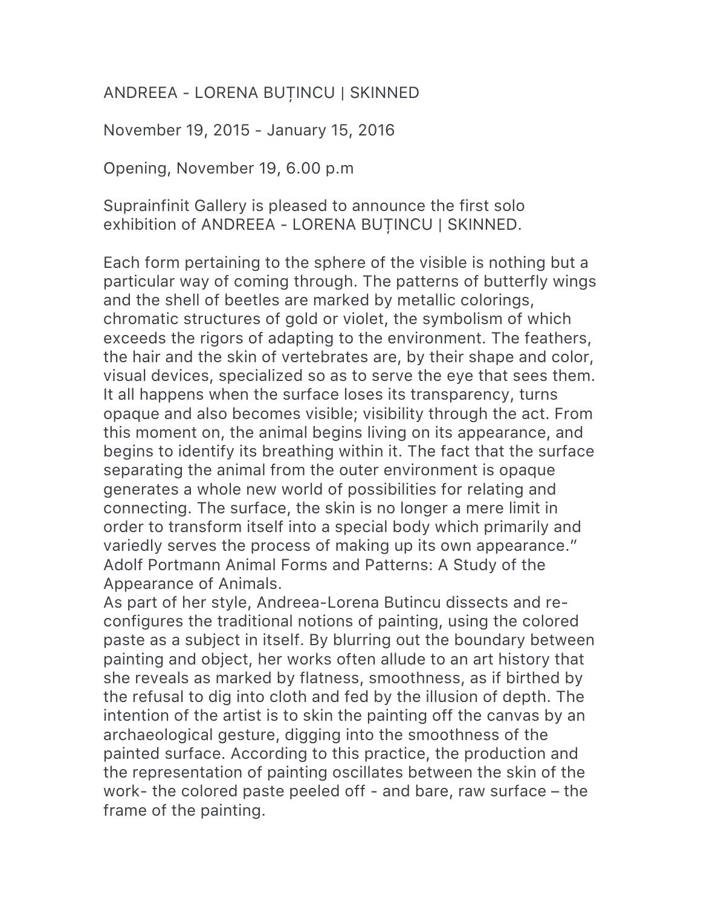ANDREEA - LORENA BUȚINCU | SKINNED

November 19, 2015 - January 15, 2016

Opening, November 19, 6.00 p.m

Suprainfinit Gallery is pleased to announce the first solo exhibition of ANDREEA - LORENA BUȚINCU | SKINNED.

Each form pertaining to the sphere of the visible is nothing but a particular way of coming through. The patterns of butterfly wings and the shell of beetles are marked by metallic colorings, chromatic structures of gold or violet, the symbolism of which exceeds the rigors of adapting to the environment. The feathers, the hair and the skin of vertebrates are, by their shape and color, visual devices, specialized so as to serve the eye that sees them. It all happens when the surface loses its transparency, turns opaque and also becomes visible; visibility through the act. From this moment on, the animal begins living on its appearance, and begins to identify its breathing within it. The fact that the surface separating the animal from the outer environment is opaque generates a whole new world of possibilities for relating and connecting. The surface, the skin is no longer a mere limit in order to transform itself into a special body which primarily and variedly serves the process of making up its own appearance." Adolf Portmann Animal Forms and Patterns: A Study of the Appearance of Animals.

As part of her style, Andreea-Lorena Butincu dissects and re-configures the traditional notions of painting, using the colored paste as a subject in itself. By blurring out the boundary between painting and object, her works often allude to an art history that she reveals as marked by flatness, smoothness, as if birthed by the refusal to dig into cloth and fed by the illusion of depth. The intention of the artist is to skin the painting off the canvas by an archaeological gesture, digging into the smoothness of the painted surface. According to this practice, the production and the representation of painting oscillates between the skin of the work- the colored paste peeled off - and bare, raw surface – the frame of the painting.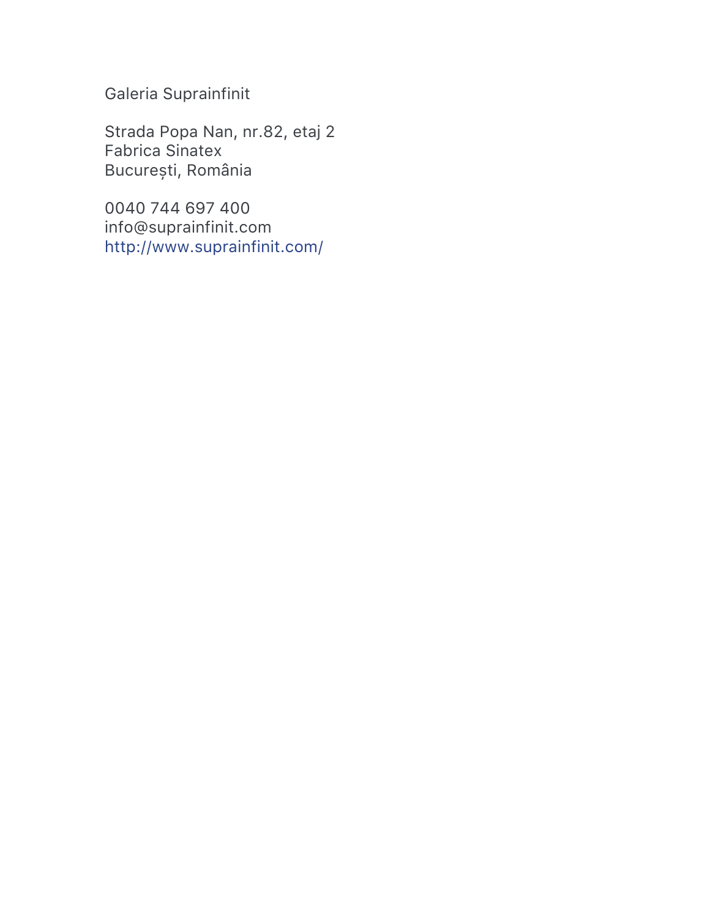Galeria Suprainfinit

Strada Popa Nan, nr.82, etaj 2
Fabrica Sinatex
București, România

0040 744 697 400
info@suprainfinit.com
http://www.suprainfinit.com/